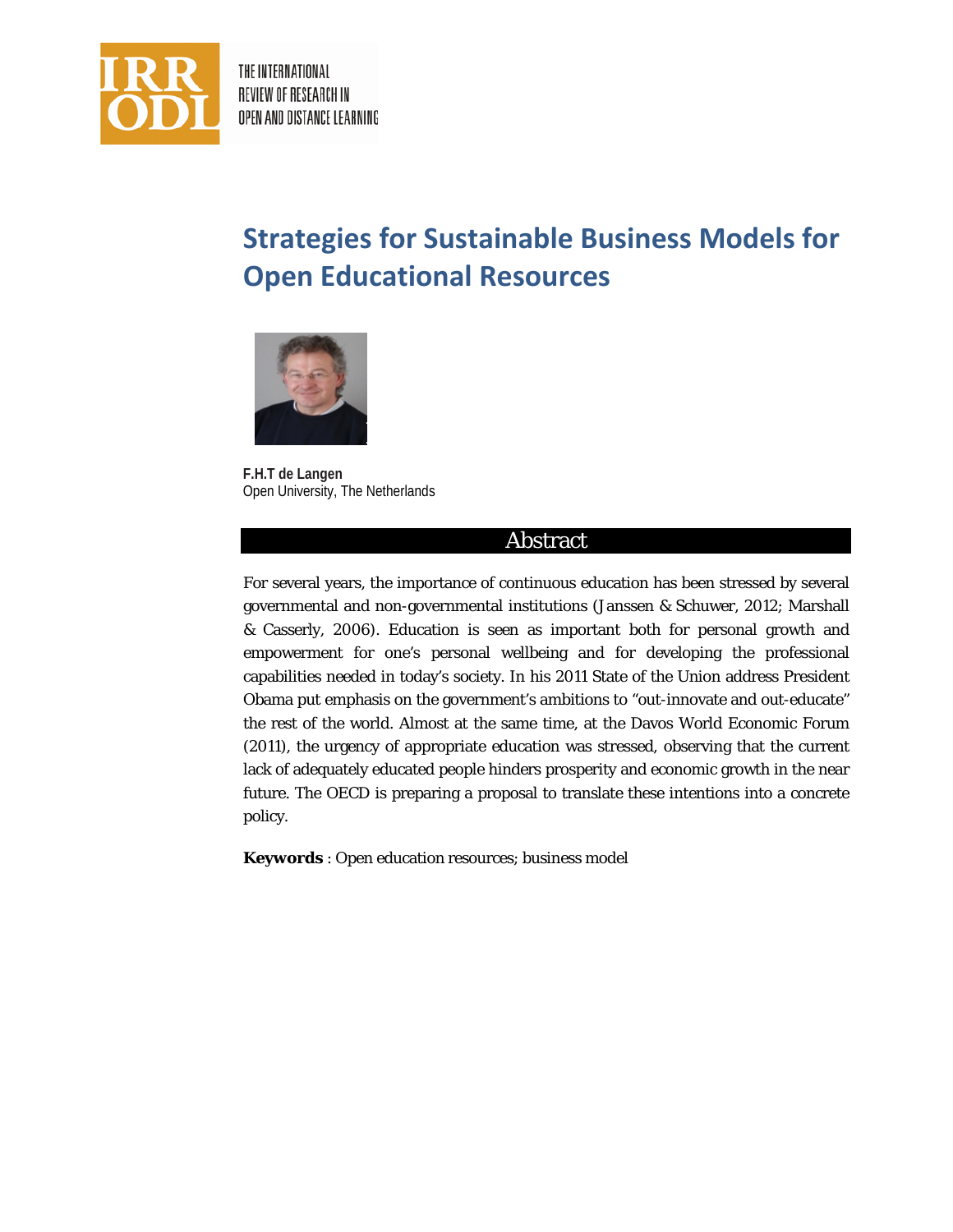# Strategies for Sustainable Business Models for Open Educational Resources

**F.H.T de Langen**
Open University, The Netherlands

## Abstract

For several years, the importance of continuous education has been stressed by several governmental and non-governmental institutions (Janssen & Schuwer, 2012; Marshall & Casserly, 2006). Education is seen as important both for personal growth and empowerment for one's personal wellbeing and for developing the professional capabilities needed in today's society. In his 2011 State of the Union address President Obama put emphasis on the government's ambitions to "out-innovate and out-educate" the rest of the world. Almost at the same time, at the Davos World Economic Forum (2011), the urgency of appropriate education was stressed, observing that the current lack of adequately educated people hinders prosperity and economic growth in the near future. The OECD is preparing a proposal to translate these intentions into a concrete policy.

**Keywords** : Open education resources; business model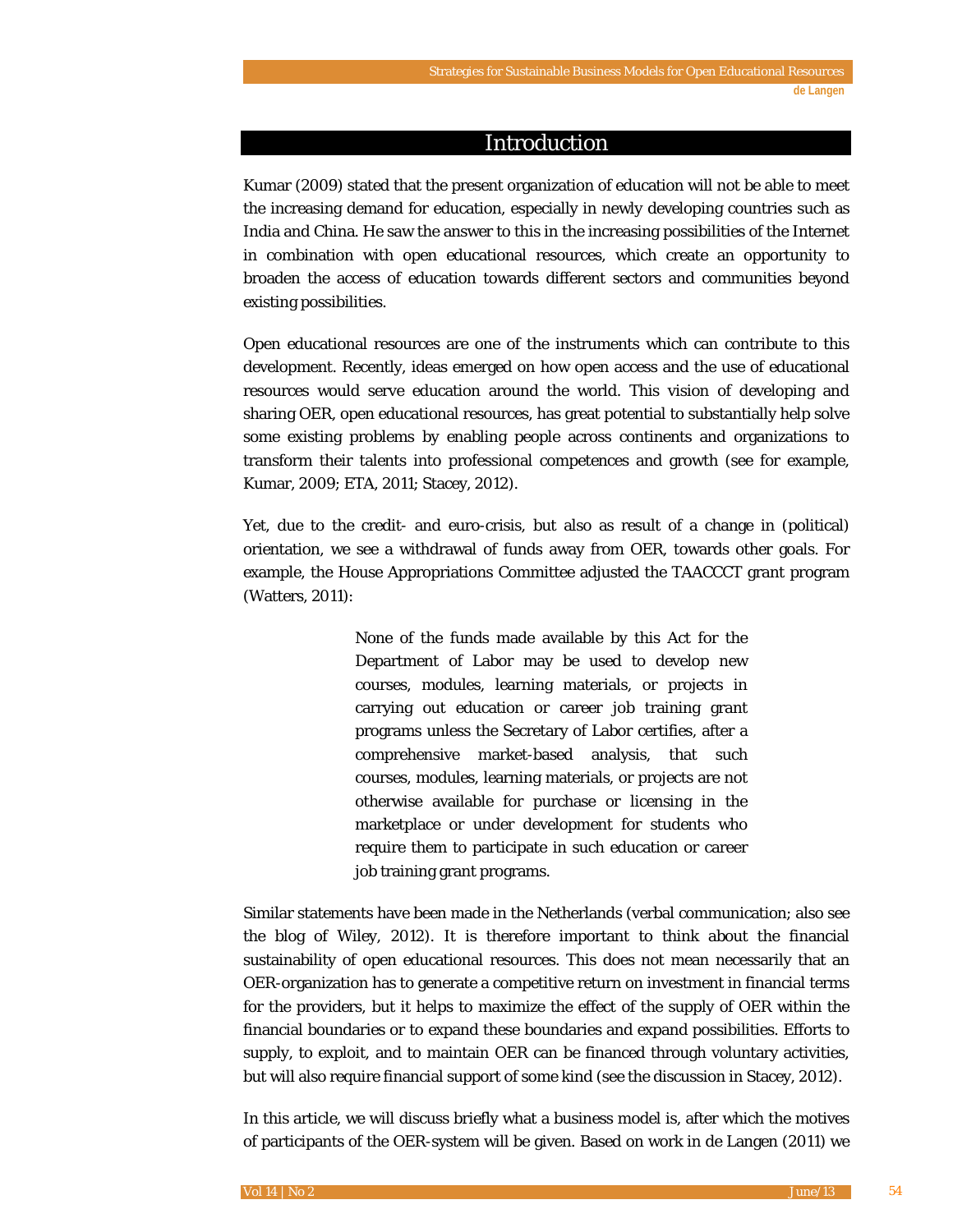## Introduction

Kumar (2009) stated that the present organization of education will not be able to meet the increasing demand for education, especially in newly developing countries such as India and China. He saw the answer to this in the increasing possibilities of the Internet in combination with open educational resources, which create an opportunity to broaden the access of education towards different sectors and communities beyond existing possibilities.

Open educational resources are one of the instruments which can contribute to this development. Recently, ideas emerged on how open access and the use of educational resources would serve education around the world. This vision of developing and sharing OER, open educational resources, has great potential to substantially help solve some existing problems by enabling people across continents and organizations to transform their talents into professional competences and growth (see for example, Kumar, 2009; ETA, 2011; Stacey, 2012).

Yet, due to the credit- and euro-crisis, but also as result of a change in (political) orientation, we see a withdrawal of funds away from OER, towards other goals. For example, the House Appropriations Committee adjusted the TAACCCT grant program (Watters, 2011):

> None of the funds made available by this Act for the Department of Labor may be used to develop new courses, modules, learning materials, or projects in carrying out education or career job training grant programs unless the Secretary of Labor certifies, after a comprehensive market-based analysis, that such courses, modules, learning materials, or projects are not otherwise available for purchase or licensing in the marketplace or under development for students who require them to participate in such education or career job training grant programs.

Similar statements have been made in the Netherlands (verbal communication; also see the blog of Wiley, 2012). It is therefore important to think about the financial sustainability of open educational resources. This does not mean necessarily that an OER-organization has to generate a competitive return on investment in financial terms for the providers, but it helps to maximize the effect of the supply of OER within the financial boundaries or to expand these boundaries and expand possibilities. Efforts to supply, to exploit, and to maintain OER can be financed through voluntary activities, but will also require financial support of some kind (see the discussion in Stacey, 2012).

In this article, we will discuss briefly what a business model is, after which the motives of participants of the OER-system will be given. Based on work in de Langen (2011) we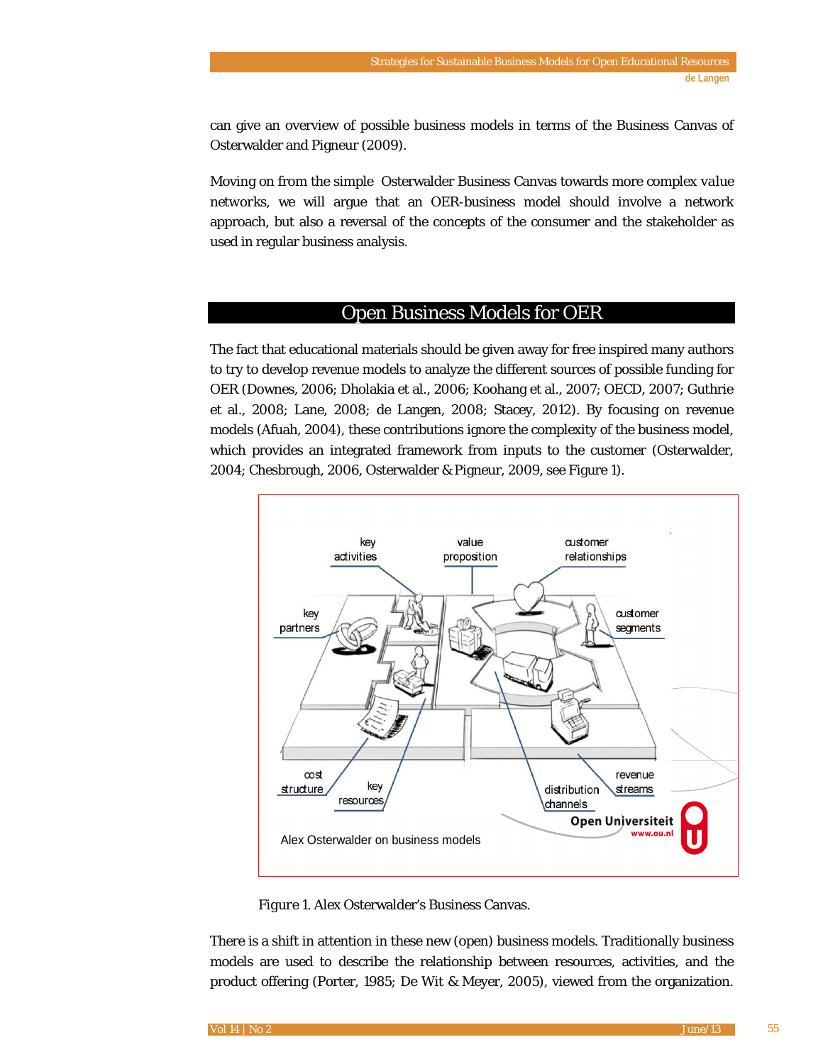can give an overview of possible business models in terms of the Business Canvas of Osterwalder and Pigneur (2009).

Moving on from the simple Osterwalder Business Canvas towards more complex value networks, we will argue that an OER-business model should involve a network approach, but also a reversal of the concepts of the consumer and the stakeholder as used in regular business analysis.

## Open Business Models for OER

The fact that educational materials should be given away for free inspired many authors to try to develop revenue models to analyze the different sources of possible funding for OER (Downes, 2006; Dholakia et al., 2006; Koohang et al., 2007; OECD, 2007; Guthrie et al., 2008; Lane, 2008; de Langen, 2008; Stacey, 2012). By focusing on revenue models (Afuah, 2004), these contributions ignore the complexity of the business model, which provides an integrated framework from inputs to the customer (Osterwalder, 2004; Chesbrough, 2006, Osterwalder & Pigneur, 2009, see Figure 1).

*Figure 1.* Alex Osterwalder's Business Canvas.

There is a shift in attention in these new (open) business models. Traditionally business models are used to describe the relationship between resources, activities, and the product offering (Porter, 1985; De Wit & Meyer, 2005), viewed from the organization.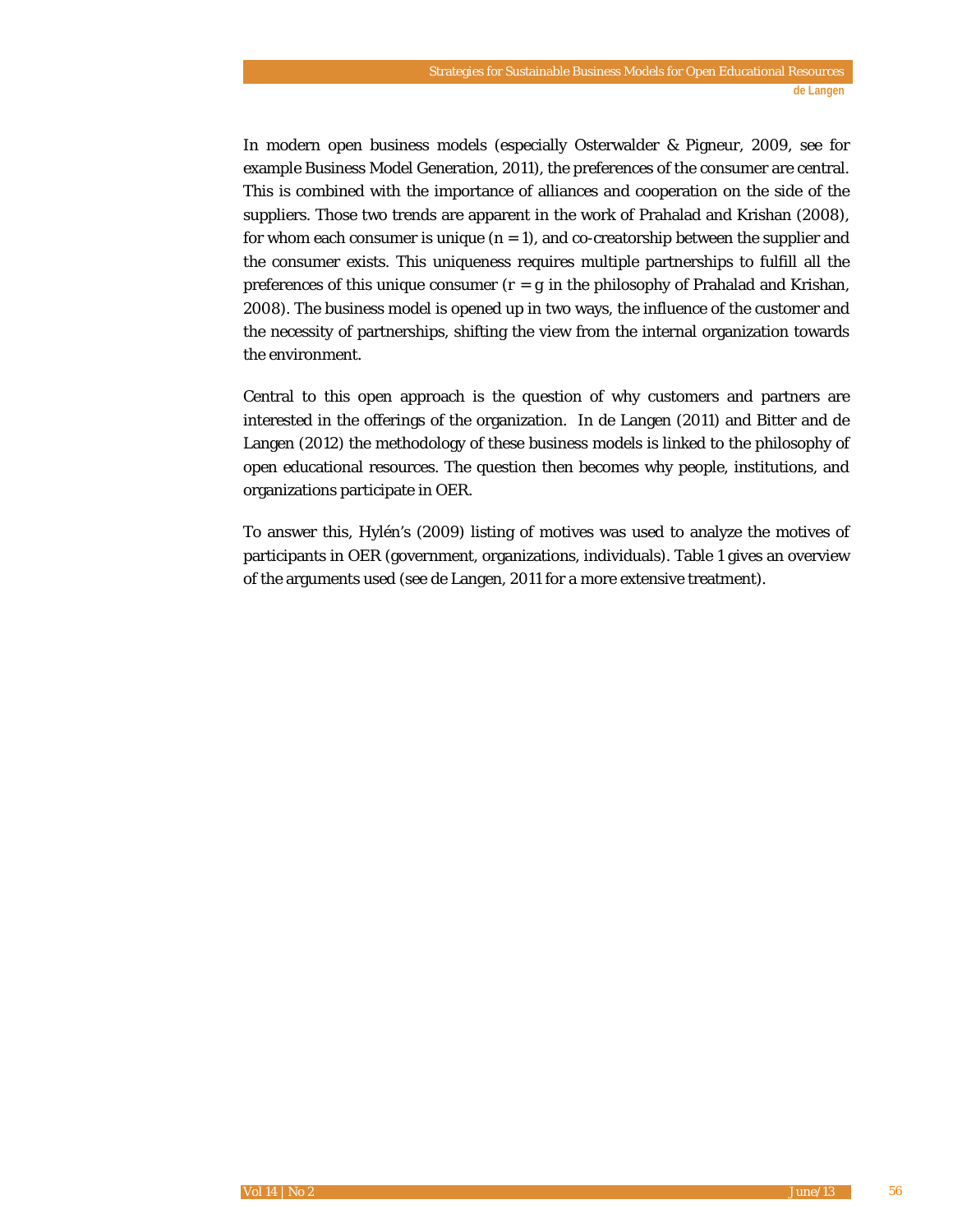In modern open business models (especially Osterwalder & Pigneur, 2009, see for example Business Model Generation, 2011), the preferences of the consumer are central. This is combined with the importance of alliances and cooperation on the side of the suppliers. Those two trends are apparent in the work of Prahalad and Krishan (2008), for whom each consumer is unique ($n = 1$), and co-creatorship between the supplier and the consumer exists. This uniqueness requires multiple partnerships to fulfill all the preferences of this unique consumer ($r = g$ in the philosophy of Prahalad and Krishan, 2008). The business model is opened up in two ways, the influence of the customer and the necessity of partnerships, shifting the view from the internal organization towards the environment.

Central to this open approach is the question of why customers and partners are interested in the offerings of the organization. In de Langen (2011) and Bitter and de Langen (2012) the methodology of these business models is linked to the philosophy of open educational resources. The question then becomes why people, institutions, and organizations participate in OER.

To answer this, Hylén's (2009) listing of motives was used to analyze the motives of participants in OER (government, organizations, individuals). Table 1 gives an overview of the arguments used (see de Langen, 2011 for a more extensive treatment).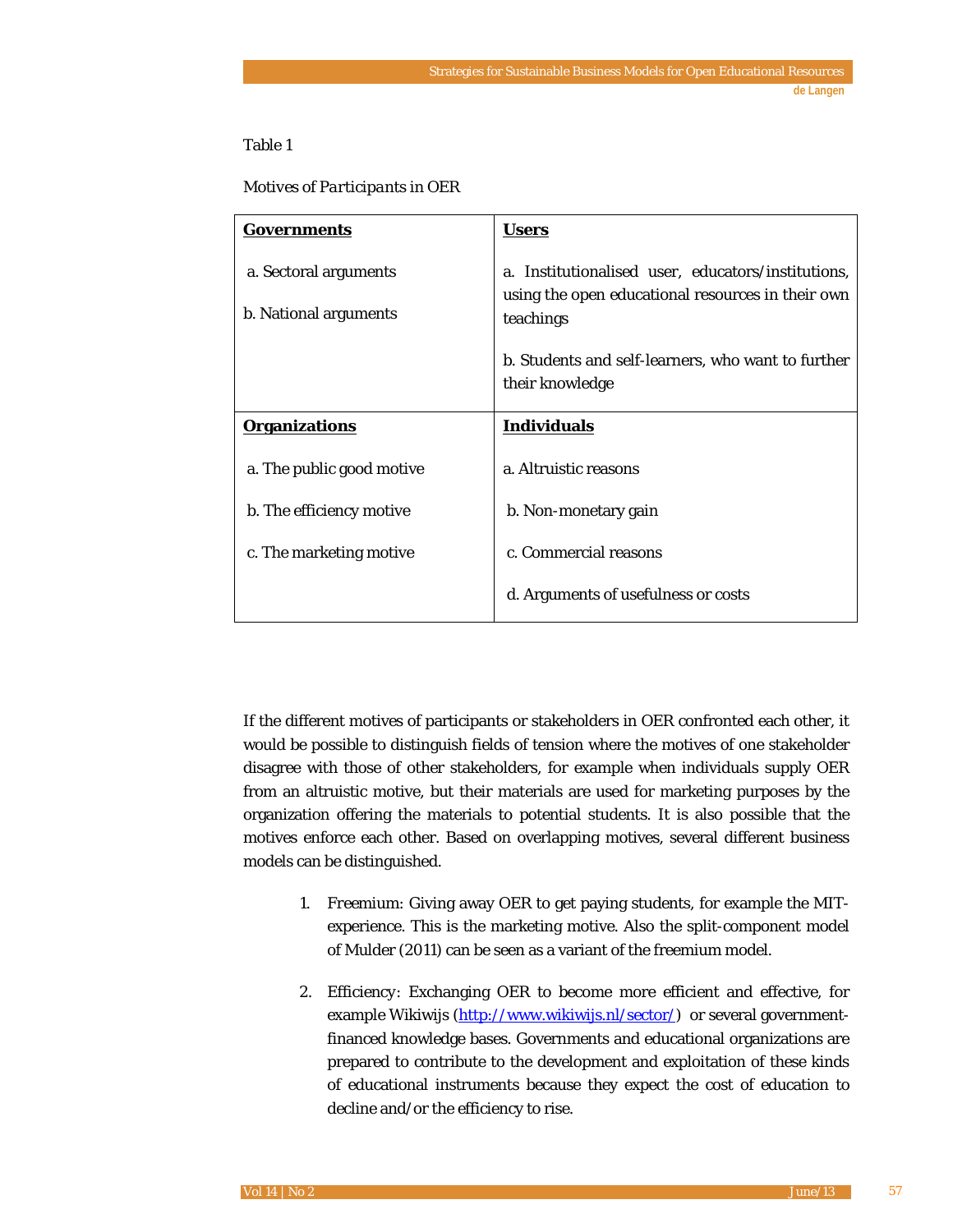Table 1

*Motives of Participants in OER*

| **Governments** | **Users** |
|---|---|
| a. Sectoral arguments<br><br>b. National arguments | a. Institutionalised user, educators/institutions, using the open educational resources in their own teachings<br><br>b. Students and self-learners, who want to further their knowledge |
| **Organizations** | **Individuals** |
| a. The public good motive<br><br>b. The efficiency motive<br><br>c. The marketing motive | a. Altruistic reasons<br><br>b. Non-monetary gain<br><br>c. Commercial reasons<br><br>d. Arguments of usefulness or costs |

If the different motives of participants or stakeholders in OER confronted each other, it would be possible to distinguish fields of tension where the motives of one stakeholder disagree with those of other stakeholders, for example when individuals supply OER from an altruistic motive, but their materials are used for marketing purposes by the organization offering the materials to potential students. It is also possible that the motives enforce each other. Based on overlapping motives, several different business models can be distinguished.

1. Freemium: Giving away OER to get paying students, for example the MIT-experience. This is the marketing motive. Also the split-component model of Mulder (2011) can be seen as a variant of the freemium model.

2. Efficiency: Exchanging OER to become more efficient and effective, for example Wikiwijs (http://www.wikiwijs.nl/sector/) or several government-financed knowledge bases. Governments and educational organizations are prepared to contribute to the development and exploitation of these kinds of educational instruments because they expect the cost of education to decline and/or the efficiency to rise.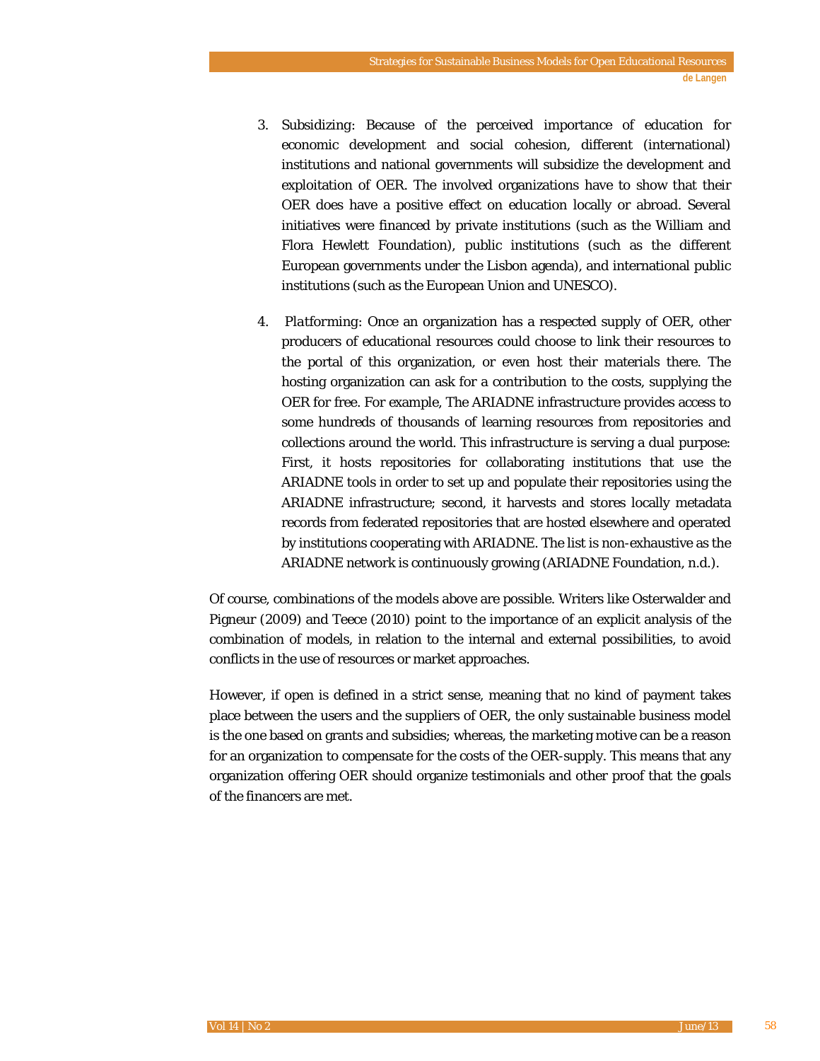3. Subsidizing: Because of the perceived importance of education for economic development and social cohesion, different (international) institutions and national governments will subsidize the development and exploitation of OER. The involved organizations have to show that their OER does have a positive effect on education locally or abroad. Several initiatives were financed by private institutions (such as the William and Flora Hewlett Foundation), public institutions (such as the different European governments under the Lisbon agenda), and international public institutions (such as the European Union and UNESCO).

4. *Platforming*: Once an organization has a respected supply of OER, other producers of educational resources could choose to link their resources to the portal of this organization, or even host their materials there. The hosting organization can ask for a contribution to the costs, supplying the OER for free. For example, The ARIADNE infrastructure provides access to some hundreds of thousands of learning resources from repositories and collections around the world. This infrastructure is serving a dual purpose: First, it hosts repositories for collaborating institutions that use the ARIADNE tools in order to set up and populate their repositories using the ARIADNE infrastructure; second, it harvests and stores locally metadata records from federated repositories that are hosted elsewhere and operated by institutions cooperating with ARIADNE. The list is non-exhaustive as the ARIADNE network is continuously growing (ARIADNE Foundation, n.d.).

Of course, combinations of the models above are possible. Writers like Osterwalder and Pigneur (2009) and Teece (2010) point to the importance of an explicit analysis of the combination of models, in relation to the internal and external possibilities, to avoid conflicts in the use of resources or market approaches.

However, if open is defined in a strict sense, meaning that no kind of payment takes place between the users and the suppliers of OER, the only sustainable business model is the one based on grants and subsidies; whereas, the marketing motive can be a reason for an organization to compensate for the costs of the OER-supply. This means that any organization offering OER should organize testimonials and other proof that the goals of the financers are met.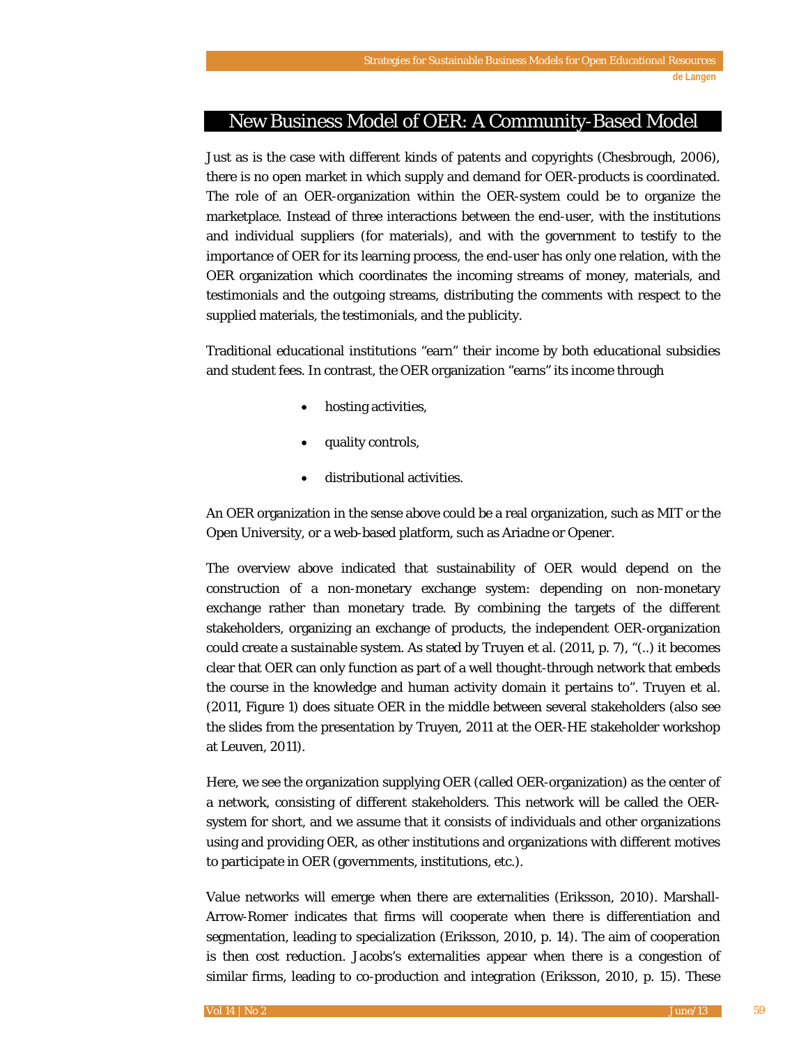## New Business Model of OER: A Community-Based Model

Just as is the case with different kinds of patents and copyrights (Chesbrough, 2006), there is no open market in which supply and demand for OER-products is coordinated. The role of an OER-organization within the OER-system could be to organize the marketplace. Instead of three interactions between the end-user, with the institutions and individual suppliers (for materials), and with the government to testify to the importance of OER for its learning process, the end-user has only one relation, with the OER organization which coordinates the incoming streams of money, materials, and testimonials and the outgoing streams, distributing the comments with respect to the supplied materials, the testimonials, and the publicity.

Traditional educational institutions "earn" their income by both educational subsidies and student fees. In contrast, the OER organization "earns" its income through

- hosting activities,
- quality controls,
- distributional activities.

An OER organization in the sense above could be a real organization, such as MIT or the Open University, or a web-based platform, such as Ariadne or Opener.

The overview above indicated that sustainability of OER would depend on the construction of a non-monetary exchange system: depending on non-monetary exchange rather than monetary trade. By combining the targets of the different stakeholders, organizing an exchange of products, the independent OER-organization could create a sustainable system. As stated by Truyen et al. (2011, p. 7), "(..) it becomes clear that OER can only function as part of a well thought-through network that embeds the course in the knowledge and human activity domain it pertains to". Truyen et al. (2011, Figure 1) does situate OER in the middle between several stakeholders (also see the slides from the presentation by Truyen, 2011 at the OER-HE stakeholder workshop at Leuven, 2011).

Here, we see the organization supplying OER (called OER-organization) as the center of a network, consisting of different stakeholders. This network will be called the OER-system for short, and we assume that it consists of individuals and other organizations using and providing OER, as other institutions and organizations with different motives to participate in OER (governments, institutions, etc.).

Value networks will emerge when there are externalities (Eriksson, 2010). Marshall-Arrow-Romer indicates that firms will cooperate when there is differentiation and segmentation, leading to specialization (Eriksson, 2010, p. 14). The aim of cooperation is then cost reduction. Jacobs's externalities appear when there is a congestion of similar firms, leading to co-production and integration (Eriksson, 2010, p. 15). These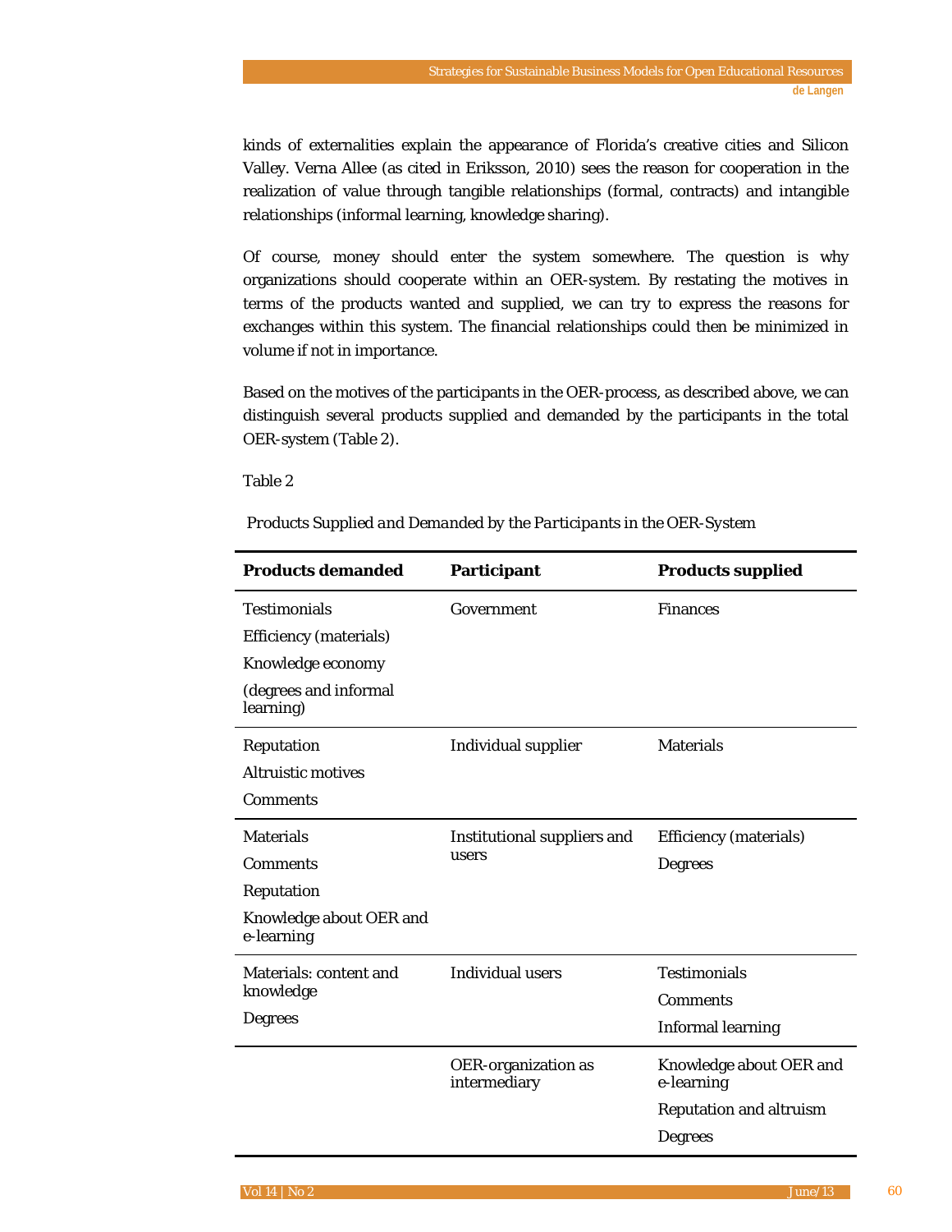kinds of externalities explain the appearance of Florida's creative cities and Silicon Valley. Verna Allee (as cited in Eriksson, 2010) sees the reason for cooperation in the realization of value through tangible relationships (formal, contracts) and intangible relationships (informal learning, knowledge sharing).

Of course, money should enter the system somewhere. The question is why organizations should cooperate within an OER-system. By restating the motives in terms of the products wanted and supplied, we can try to express the reasons for exchanges within this system. The financial relationships could then be minimized in volume if not in importance.

Based on the motives of the participants in the OER-process, as described above, we can distinguish several products supplied and demanded by the participants in the total OER-system (Table 2).

Table 2

*Products Supplied and Demanded by the Participants in the OER-System*

| Products demanded | Participant | Products supplied |
|---|---|---|
| Testimonials<br>Efficiency (materials)<br>Knowledge economy<br>(degrees and informal learning) | Government | Finances |
| Reputation<br>Altruistic motives<br>Comments | Individual supplier | Materials |
| Materials<br>Comments<br>Reputation<br>Knowledge about OER and e-learning | Institutional suppliers and users | Efficiency (materials)<br>Degrees |
| Materials: content and knowledge<br>Degrees | Individual users | Testimonials<br>Comments<br>Informal learning |
| | OER-organization as intermediary | Knowledge about OER and e-learning<br>Reputation and altruism<br>Degrees |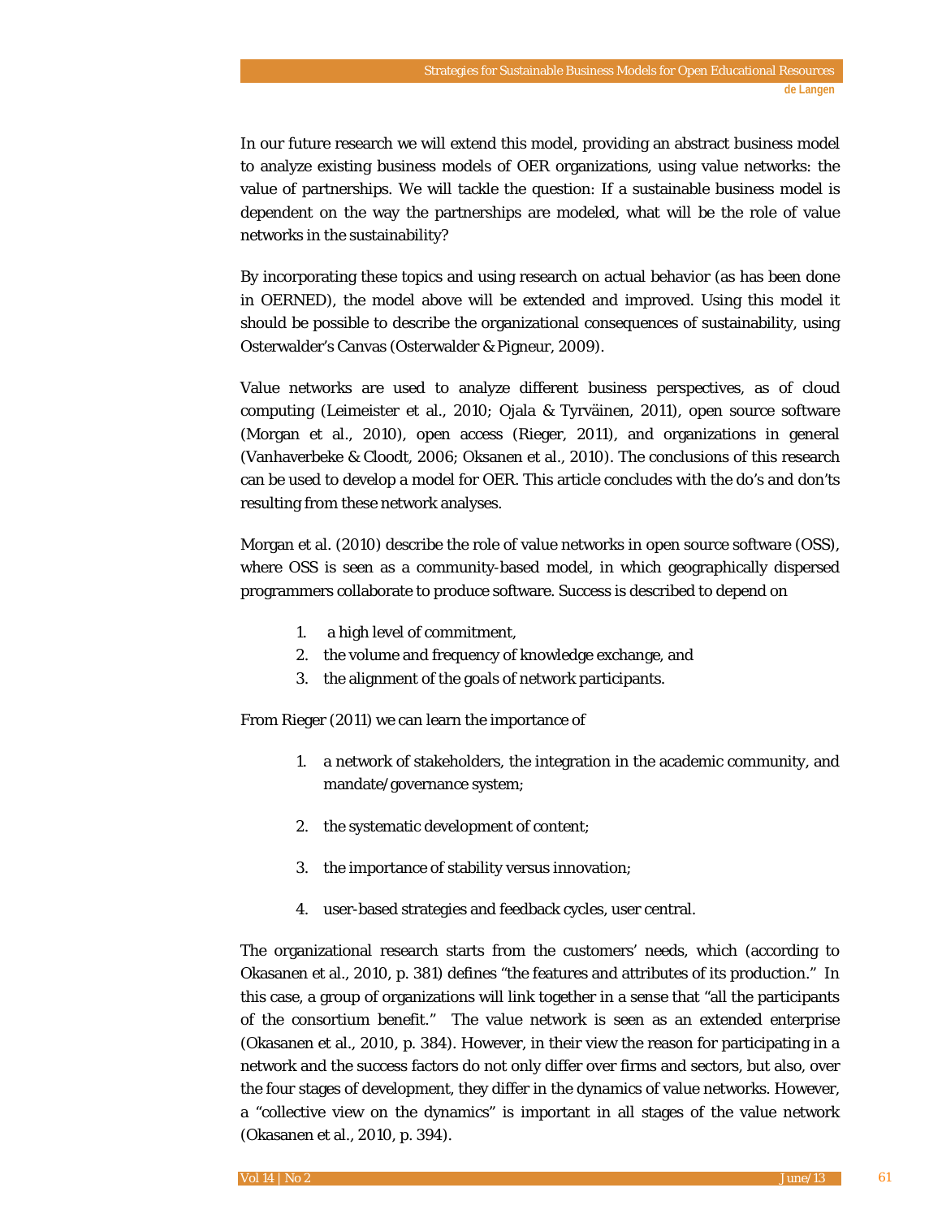In our future research we will extend this model, providing an abstract business model to analyze existing business models of OER organizations, using value networks: the value of partnerships. We will tackle the question: If a sustainable business model is dependent on the way the partnerships are modeled, what will be the role of value networks in the sustainability?

By incorporating these topics and using research on actual behavior (as has been done in OERNED), the model above will be extended and improved. Using this model it should be possible to describe the organizational consequences of sustainability, using Osterwalder's Canvas (Osterwalder & Pigneur, 2009).

Value networks are used to analyze different business perspectives, as of cloud computing (Leimeister et al., 2010; Ojala & Tyrväinen, 2011), open source software (Morgan et al., 2010), open access (Rieger, 2011), and organizations in general (Vanhaverbeke & Cloodt, 2006; Oksanen et al., 2010). The conclusions of this research can be used to develop a model for OER. This article concludes with the do's and don'ts resulting from these network analyses.

Morgan et al. (2010) describe the role of value networks in open source software (OSS), where OSS is seen as a community-based model, in which geographically dispersed programmers collaborate to produce software. Success is described to depend on

1. a high level of commitment,
2. the volume and frequency of knowledge exchange, and
3. the alignment of the goals of network participants.

From Rieger (2011) we can learn the importance of

1. a network of stakeholders, the integration in the academic community, and mandate/governance system;
2. the systematic development of content;
3. the importance of stability versus innovation;
4. user-based strategies and feedback cycles, user central.

The organizational research starts from the customers' needs, which (according to Okasanen et al., 2010, p. 381) defines "the features and attributes of its production." In this case, a group of organizations will link together in a sense that "all the participants of the consortium benefit." The value network is seen as an extended enterprise (Okasanen et al., 2010, p. 384). However, in their view the reason for participating in a network and the success factors do not only differ over firms and sectors, but also, over the four stages of development, they differ in the dynamics of value networks. However, a "collective view on the dynamics" is important in all stages of the value network (Okasanen et al., 2010, p. 394).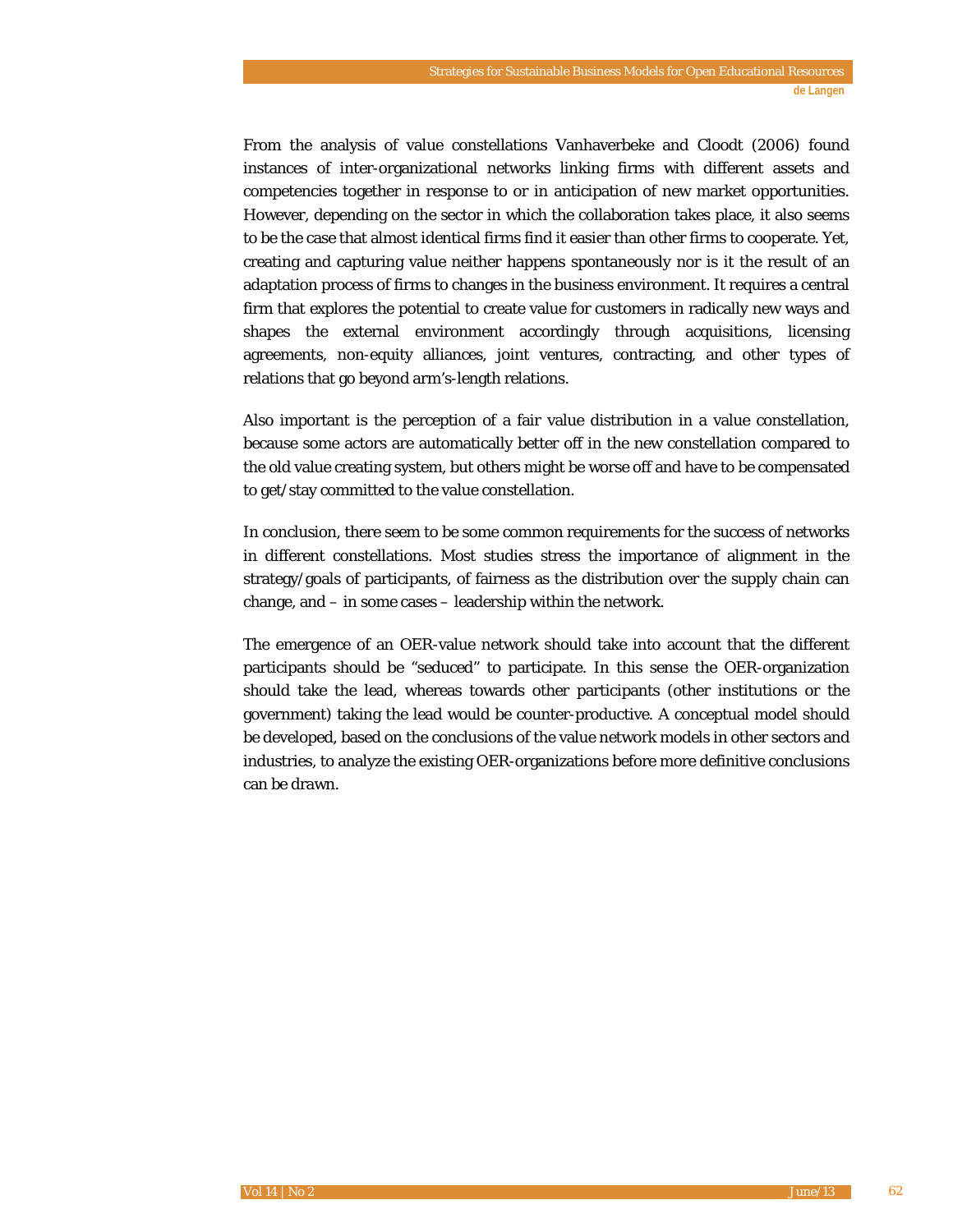From the analysis of value constellations Vanhaverbeke and Cloodt (2006) found instances of inter-organizational networks linking firms with different assets and competencies together in response to or in anticipation of new market opportunities. However, depending on the sector in which the collaboration takes place, it also seems to be the case that almost identical firms find it easier than other firms to cooperate. Yet, creating and capturing value neither happens spontaneously nor is it the result of an adaptation process of firms to changes in the business environment. It requires a central firm that explores the potential to create value for customers in radically new ways and shapes the external environment accordingly through acquisitions, licensing agreements, non-equity alliances, joint ventures, contracting, and other types of relations that go beyond arm's-length relations.

Also important is the perception of a fair value distribution in a value constellation, because some actors are automatically better off in the new constellation compared to the old value creating system, but others might be worse off and have to be compensated to get/stay committed to the value constellation.

In conclusion, there seem to be some common requirements for the success of networks in different constellations. Most studies stress the importance of alignment in the strategy/goals of participants, of fairness as the distribution over the supply chain can change, and – in some cases – leadership within the network.

The emergence of an OER-value network should take into account that the different participants should be "seduced" to participate. In this sense the OER-organization should take the lead, whereas towards other participants (other institutions or the government) taking the lead would be counter-productive. A conceptual model should be developed, based on the conclusions of the value network models in other sectors and industries, to analyze the existing OER-organizations before more definitive conclusions can be drawn.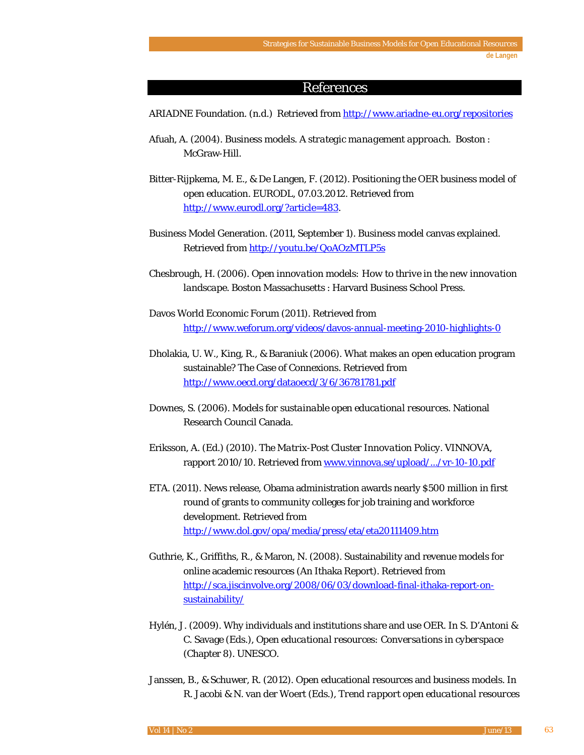# References

ARIADNE Foundation. (n.d.) Retrieved from http://www.ariadne-eu.org/repositories

Afuah, A. (2004). Business models. *A strategic management approach.* Boston : McGraw-Hill.

Bitter-Rijpkema, M. E., & De Langen, F. (2012). Positioning the OER business model of open education. EURODL, 07.03.2012. Retrieved from http://www.eurodl.org/?article=483.

Business Model Generation. (2011, September 1). Business model canvas explained. Retrieved from http://youtu.be/QoAOzMTLP5s

Chesbrough, H. (2006). *Open innovation models: How to thrive in the new innovation landscape.* Boston Massachusetts : Harvard Business School Press.

Davos World Economic Forum (2011). Retrieved from http://www.weforum.org/videos/davos-annual-meeting-2010-highlights-0

Dholakia, U. W., King, R., & Baraniuk (2006). What makes an open education program sustainable? The Case of Connexions. Retrieved from http://www.oecd.org/dataoecd/3/6/36781781.pdf

Downes, S. (2006). *Models for sustainable open educational resources.* National Research Council Canada.

Eriksson, A. (Ed.) (2010). *The Matrix-Post Cluster Innovation Policy.* VINNOVA, rapport 2010/10. Retrieved from www.vinnova.se/upload/.../vr-10-10.pdf

ETA. (2011). News release, Obama administration awards nearly $500 million in first round of grants to community colleges for job training and workforce development. Retrieved from http://www.dol.gov/opa/media/press/eta/eta20111409.htm

Guthrie, K., Griffiths, R., & Maron, N. (2008). Sustainability and revenue models for online academic resources (An Ithaka Report). Retrieved from http://sca.jiscinvolve.org/2008/06/03/download-final-ithaka-report-on-sustainability/

Hylén, J. (2009). Why individuals and institutions share and use OER. In S. D'Antoni & C. Savage (Eds.), *Open educational resources: Conversations in cyberspace* (Chapter 8). UNESCO.

Janssen, B., & Schuwer, R. (2012). Open educational resources and business models. In R. Jacobi & N. van der Woert (Eds.), *Trend rapport open educational resources*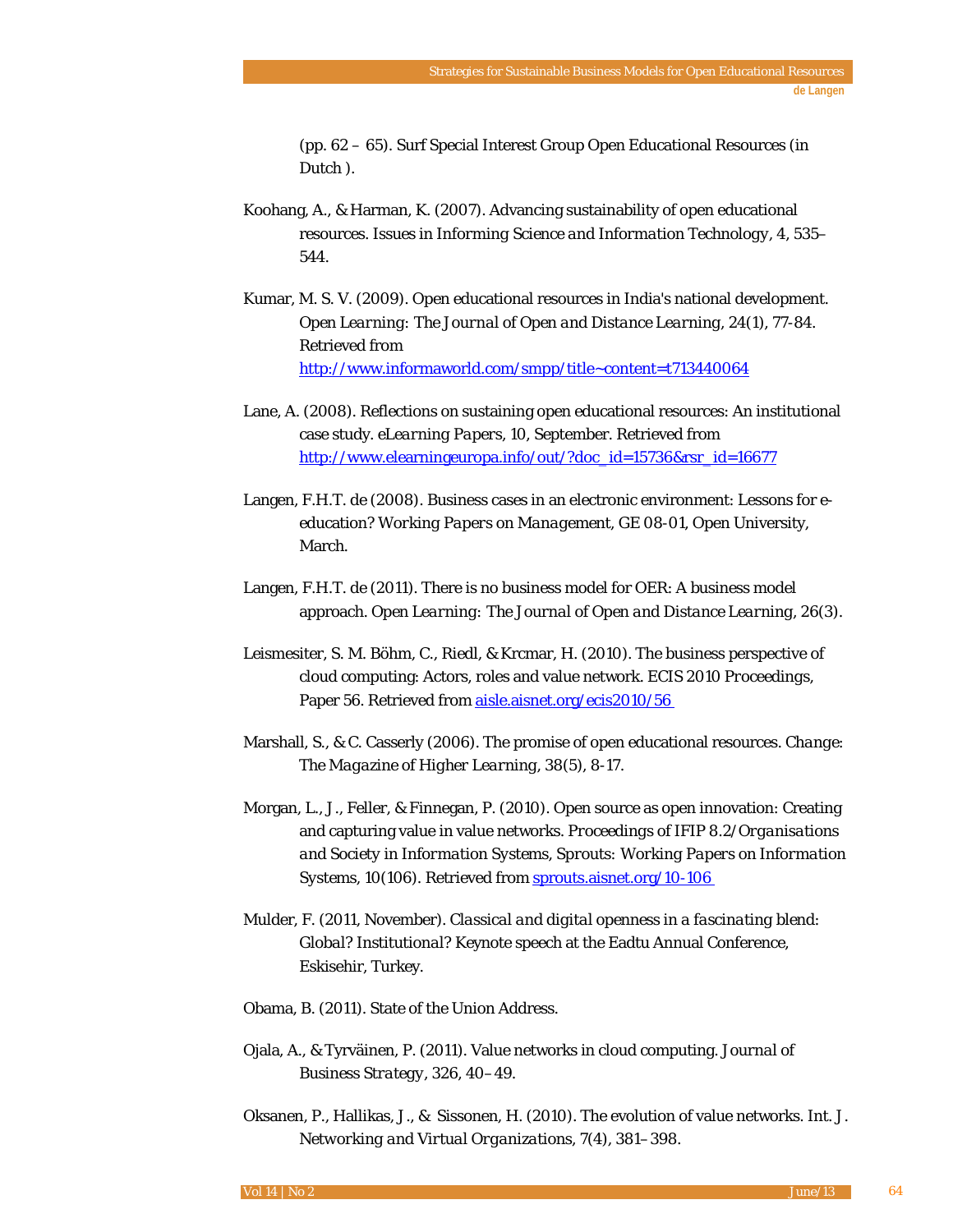(pp. 62 – 65). Surf Special Interest Group Open Educational Resources (in Dutch ).

Koohang, A., & Harman, K. (2007). Advancing sustainability of open educational resources. *Issues in Informing Science and Information Technology, 4*, 535–544.

Kumar, M. S. V. (2009). Open educational resources in India's national development. *Open Learning: The Journal of Open and Distance Learning, 24*(1), 77-84. Retrieved from http://www.informaworld.com/smpp/title~content=t713440064

Lane, A. (2008). Reflections on sustaining open educational resources: An institutional case study. *eLearning Papers, 10*, September. Retrieved from http://www.elearningeuropa.info/out/?doc_id=15736&rsr_id=16677

Langen, F.H.T. de (2008). Business cases in an electronic environment: Lessons for e-education? *Working Papers on Management*, GE 08-01, Open University, March.

Langen, F.H.T. de (2011). There is no business model for OER: A business model approach. *Open Learning: The Journal of Open and Distance Learning, 26*(3).

Leismesiter, S. M. Böhm, C., Riedl, & Krcmar, H. (2010). The business perspective of cloud computing: Actors, roles and value network. *ECIS 2010 Proceedings*, Paper 56. Retrieved from aisle.aisnet.org/ecis2010/56

Marshall, S., & C. Casserly (2006). The promise of open educational resources. *Change: The Magazine of Higher Learning, 38*(5), 8-17.

Morgan, L., J., Feller, & Finnegan, P. (2010). Open source as open innovation: Creating and capturing value in value networks. *Proceedings of IFIP 8.2/Organisations and Society in Information Systems, Sprouts: Working Papers on Information Systems, 10*(106). Retrieved from sprouts.aisnet.org/10-106

Mulder, F. (2011, November). *Classical and digital openness in a fascinating blend: Global? Institutional?* Keynote speech at the Eadtu Annual Conference, Eskisehir, Turkey.

Obama, B. (2011). State of the Union Address.

Ojala, A., & Tyrväinen, P. (2011). Value networks in cloud computing. *Journal of Business Strategy, 326*, 40–49.

Oksanen, P., Hallikas, J., & Sissonen, H. (2010). The evolution of value networks. *Int. J. Networking and Virtual Organizations, 7*(4), 381–398.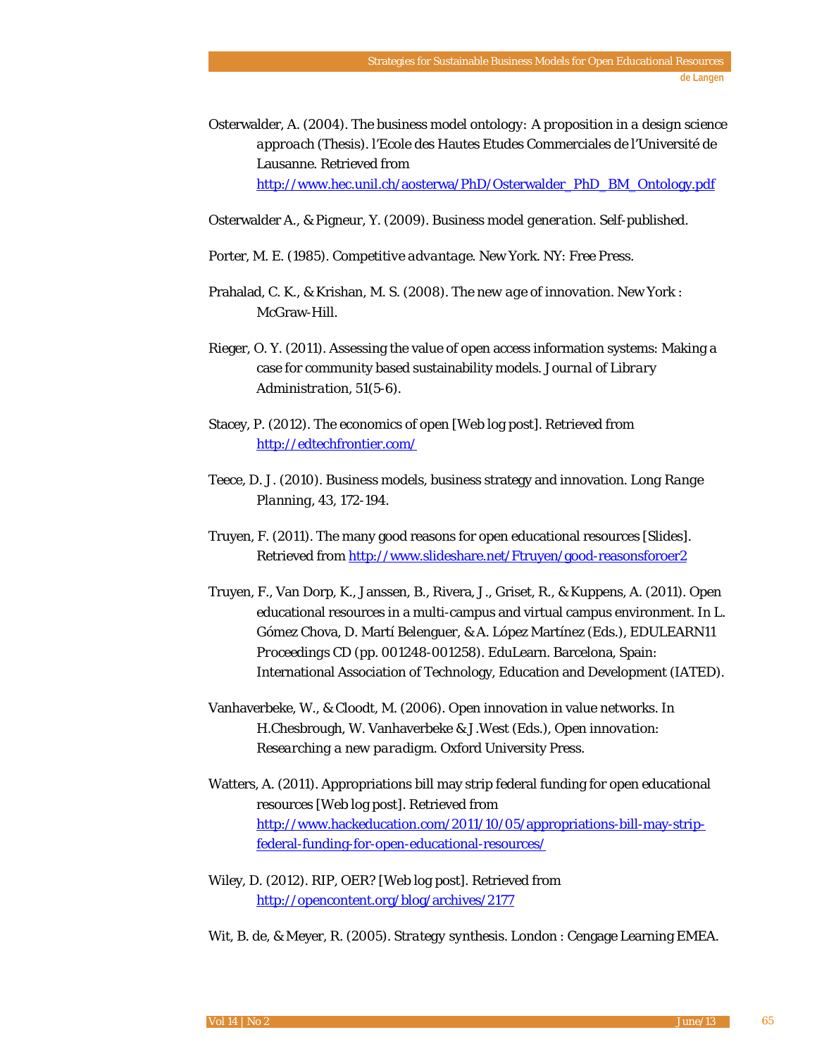Osterwalder, A. (2004). *The business model ontology: A proposition in a design science approach* (Thesis). l'Ecole des Hautes Etudes Commerciales de l'Université de Lausanne. Retrieved from http://www.hec.unil.ch/aosterwa/PhD/Osterwalder_PhD_BM_Ontology.pdf

Osterwalder A., & Pigneur, Y. (2009). *Business model generation*. Self-published.

Porter, M. E. (1985). *Competitive advantage*. New York. NY: Free Press.

Prahalad, C. K., & Krishan, M. S. (2008). *The new age of innovation*. New York : McGraw-Hill.

Rieger, O. Y. (2011). Assessing the value of open access information systems: Making a case for community based sustainability models. *Journal of Library Administration, 51*(5-6).

Stacey, P. (2012). The economics of open [Web log post]. Retrieved from http://edtechfrontier.com/

Teece, D. J. (2010). Business models, business strategy and innovation. *Long Range Planning, 43*, 172-194.

Truyen, F. (2011). The many good reasons for open educational resources [Slides]. Retrieved from http://www.slideshare.net/Ftruyen/good-reasonsforoer2

Truyen, F., Van Dorp, K., Janssen, B., Rivera, J., Griset, R., & Kuppens, A. (2011). Open educational resources in a multi-campus and virtual campus environment. In L. Gómez Chova, D. Martí Belenguer, & A. López Martínez (Eds.), *EDULEARN11 Proceedings CD* (pp. 001248-001258). EduLearn. Barcelona, Spain: International Association of Technology, Education and Development (IATED).

Vanhaverbeke, W., & Cloodt, M. (2006). Open innovation in value networks. In H.Chesbrough, W. Vanhaverbeke & J.West (Eds.), *Open innovation: Researching a new paradigm*. Oxford University Press.

Watters, A. (2011). Appropriations bill may strip federal funding for open educational resources [Web log post]. Retrieved from http://www.hackeducation.com/2011/10/05/appropriations-bill-may-strip-federal-funding-for-open-educational-resources/

Wiley, D. (2012). RIP, OER? [Web log post]. Retrieved from http://opencontent.org/blog/archives/2177

Wit, B. de, & Meyer, R. (2005). *Strategy synthesis*. London : Cengage Learning EMEA.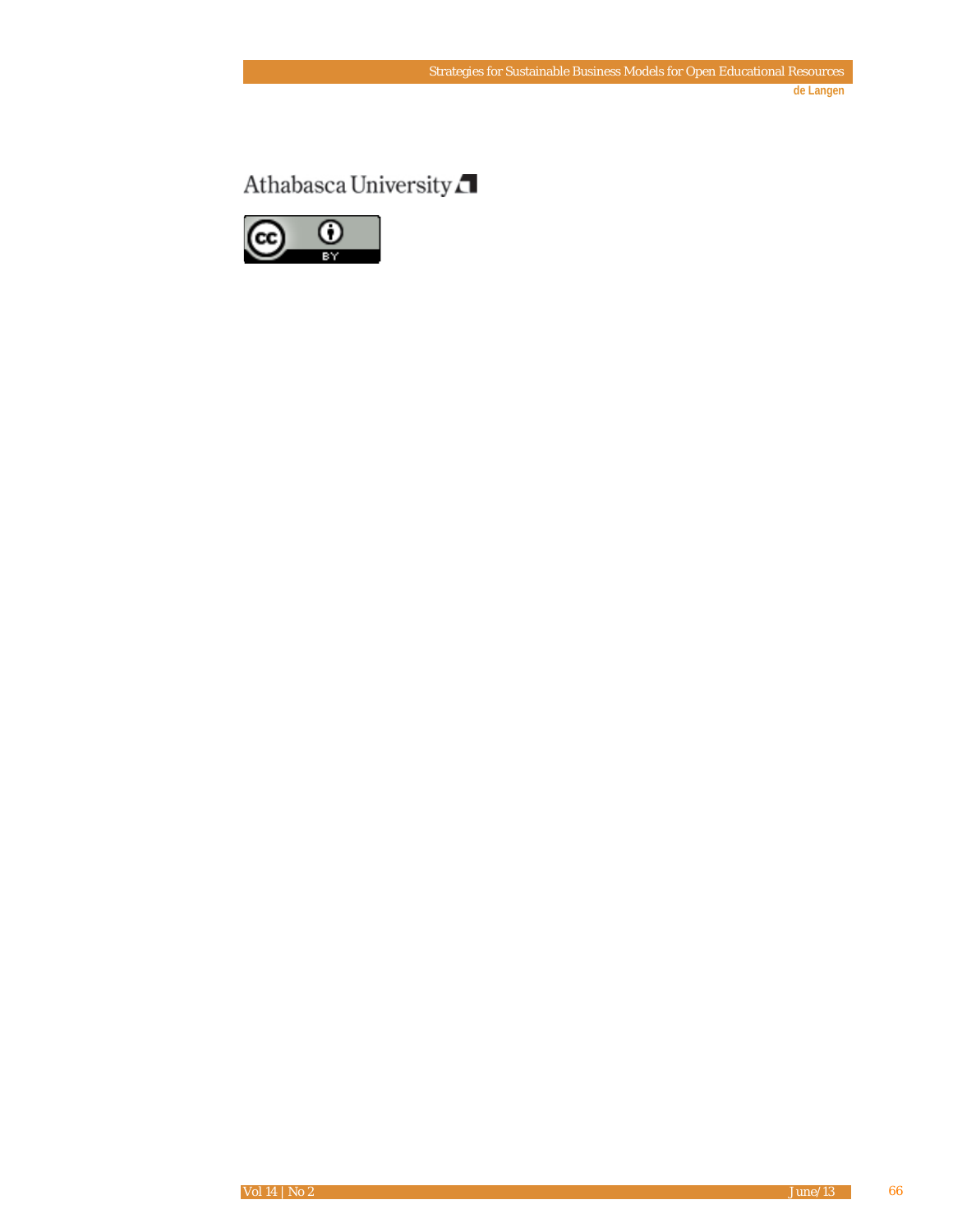Athabasca University